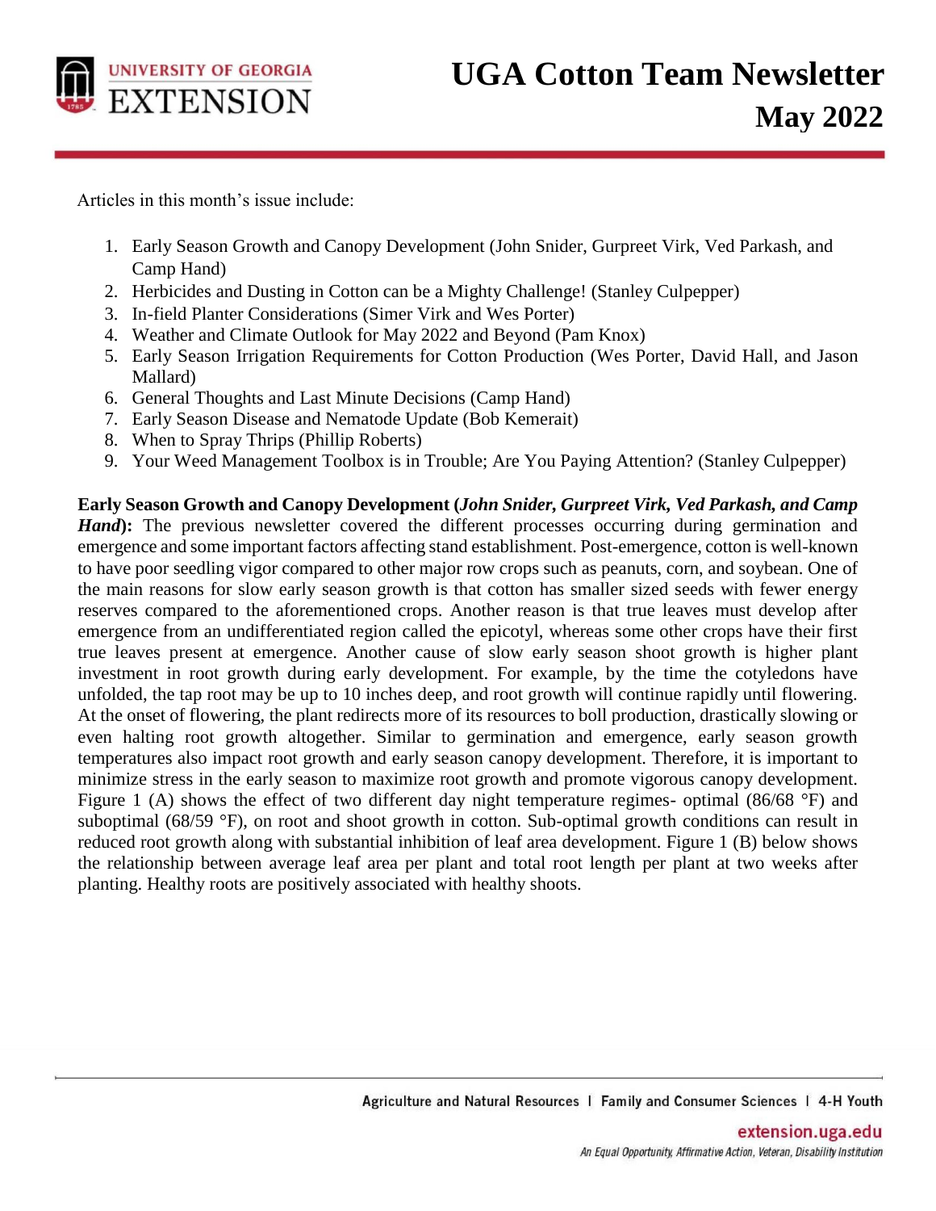# UGA Cotton Team Newsletter

## May 2022

Articles in this month's issue include:

1. Early Season Growth and Canopy Development (John Snider, Gurpreet Virk, Ved Parkash, and Camp Hand)
2. Herbicides and Dusting in Cotton can be a Mighty Challenge! (Stanley Culpepper)
3. In-field Planter Considerations (Simer Virk and Wes Porter)
4. Weather and Climate Outlook for May 2022 and Beyond (Pam Knox)
5. Early Season Irrigation Requirements for Cotton Production (Wes Porter, David Hall, and Jason Mallard)
6. General Thoughts and Last Minute Decisions (Camp Hand)
7. Early Season Disease and Nematode Update (Bob Kemerait)
8. When to Spray Thrips (Phillip Roberts)
9. Your Weed Management Toolbox is in Trouble; Are You Paying Attention? (Stanley Culpepper)

**Early Season Growth and Canopy Development (*John Snider, Gurpreet Virk, Ved Parkash, and Camp Hand*):** The previous newsletter covered the different processes occurring during germination and emergence and some important factors affecting stand establishment. Post-emergence, cotton is well-known to have poor seedling vigor compared to other major row crops such as peanuts, corn, and soybean. One of the main reasons for slow early season growth is that cotton has smaller sized seeds with fewer energy reserves compared to the aforementioned crops. Another reason is that true leaves must develop after emergence from an undifferentiated region called the epicotyl, whereas some other crops have their first true leaves present at emergence. Another cause of slow early season shoot growth is higher plant investment in root growth during early development. For example, by the time the cotyledons have unfolded, the tap root may be up to 10 inches deep, and root growth will continue rapidly until flowering. At the onset of flowering, the plant redirects more of its resources to boll production, drastically slowing or even halting root growth altogether. Similar to germination and emergence, early season growth temperatures also impact root growth and early season canopy development. Therefore, it is important to minimize stress in the early season to maximize root growth and promote vigorous canopy development. Figure 1 (A) shows the effect of two different day night temperature regimes- optimal (86/68 °F) and suboptimal (68/59 °F), on root and shoot growth in cotton. Sub-optimal growth conditions can result in reduced root growth along with substantial inhibition of leaf area development. Figure 1 (B) below shows the relationship between average leaf area per plant and total root length per plant at two weeks after planting. Healthy roots are positively associated with healthy shoots.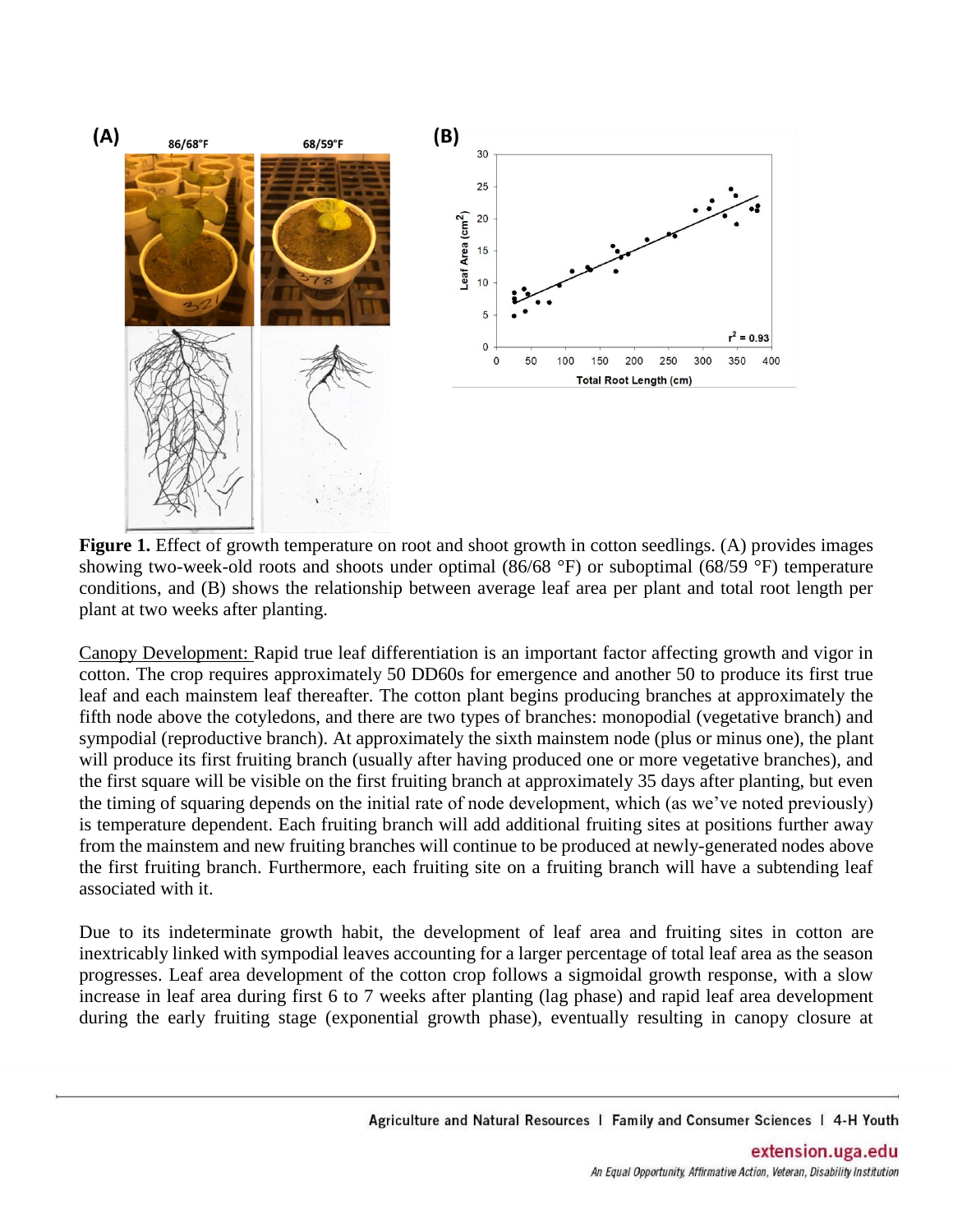**Figure 1.** Effect of growth temperature on root and shoot growth in cotton seedlings. (A) provides images showing two-week-old roots and shoots under optimal (86/68 °F) or suboptimal (68/59 °F) temperature conditions, and (B) shows the relationship between average leaf area per plant and total root length per plant at two weeks after planting.

Canopy Development: Rapid true leaf differentiation is an important factor affecting growth and vigor in cotton. The crop requires approximately 50 DD60s for emergence and another 50 to produce its first true leaf and each mainstem leaf thereafter. The cotton plant begins producing branches at approximately the fifth node above the cotyledons, and there are two types of branches: monopodial (vegetative branch) and sympodial (reproductive branch). At approximately the sixth mainstem node (plus or minus one), the plant will produce its first fruiting branch (usually after having produced one or more vegetative branches), and the first square will be visible on the first fruiting branch at approximately 35 days after planting, but even the timing of squaring depends on the initial rate of node development, which (as we've noted previously) is temperature dependent. Each fruiting branch will add additional fruiting sites at positions further away from the mainstem and new fruiting branches will continue to be produced at newly-generated nodes above the first fruiting branch. Furthermore, each fruiting site on a fruiting branch will have a subtending leaf associated with it.

Due to its indeterminate growth habit, the development of leaf area and fruiting sites in cotton are inextricably linked with sympodial leaves accounting for a larger percentage of total leaf area as the season progresses. Leaf area development of the cotton crop follows a sigmoidal growth response, with a slow increase in leaf area during first 6 to 7 weeks after planting (lag phase) and rapid leaf area development during the early fruiting stage (exponential growth phase), eventually resulting in canopy closure at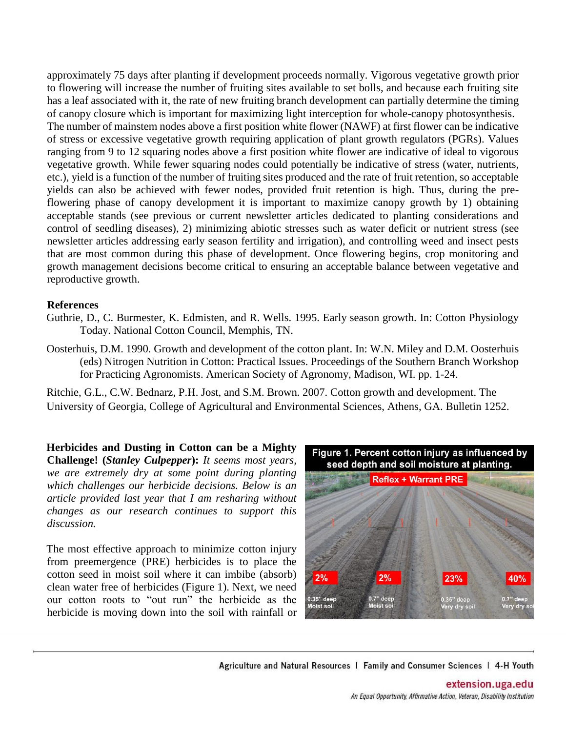approximately 75 days after planting if development proceeds normally. Vigorous vegetative growth prior to flowering will increase the number of fruiting sites available to set bolls, and because each fruiting site has a leaf associated with it, the rate of new fruiting branch development can partially determine the timing of canopy closure which is important for maximizing light interception for whole-canopy photosynthesis. The number of mainstem nodes above a first position white flower (NAWF) at first flower can be indicative of stress or excessive vegetative growth requiring application of plant growth regulators (PGRs). Values ranging from 9 to 12 squaring nodes above a first position white flower are indicative of ideal to vigorous vegetative growth. While fewer squaring nodes could potentially be indicative of stress (water, nutrients, etc.), yield is a function of the number of fruiting sites produced and the rate of fruit retention, so acceptable yields can also be achieved with fewer nodes, provided fruit retention is high. Thus, during the pre-flowering phase of canopy development it is important to maximize canopy growth by 1) obtaining acceptable stands (see previous or current newsletter articles dedicated to planting considerations and control of seedling diseases), 2) minimizing abiotic stresses such as water deficit or nutrient stress (see newsletter articles addressing early season fertility and irrigation), and controlling weed and insect pests that are most common during this phase of development. Once flowering begins, crop monitoring and growth management decisions become critical to ensuring an acceptable balance between vegetative and reproductive growth.

**References**

Guthrie, D., C. Burmester, K. Edmisten, and R. Wells. 1995. Early season growth. In: Cotton Physiology Today. National Cotton Council, Memphis, TN.

Oosterhuis, D.M. 1990. Growth and development of the cotton plant. In: W.N. Miley and D.M. Oosterhuis (eds) Nitrogen Nutrition in Cotton: Practical Issues. Proceedings of the Southern Branch Workshop for Practicing Agronomists. American Society of Agronomy, Madison, WI. pp. 1-24.

Ritchie, G.L., C.W. Bednarz, P.H. Jost, and S.M. Brown. 2007. Cotton growth and development. The University of Georgia, College of Agricultural and Environmental Sciences, Athens, GA. Bulletin 1252.

**Herbicides and Dusting in Cotton can be a Mighty Challenge! (*Stanley Culpepper*):** *It seems most years, we are extremely dry at some point during planting which challenges our herbicide decisions. Below is an article provided last year that I am resharing without changes as our research continues to support this discussion.*

The most effective approach to minimize cotton injury from preemergence (PRE) herbicides is to place the cotton seed in moist soil where it can imbibe (absorb) clean water free of herbicides (Figure 1). Next, we need our cotton roots to "out run" the herbicide as the herbicide is moving down into the soil with rainfall or

**Figure 1. Percent cotton injury as influenced by seed depth and soil moisture at planting.**

Reflex + Warrant PRE

| 0.35" deep Moist soil | 0.7" deep Moist soil | 0.35" deep Very dry soil | 0.7" deep Very dry soil |
|---|---|---|---|
| 2% | 2% | 23% | 40% |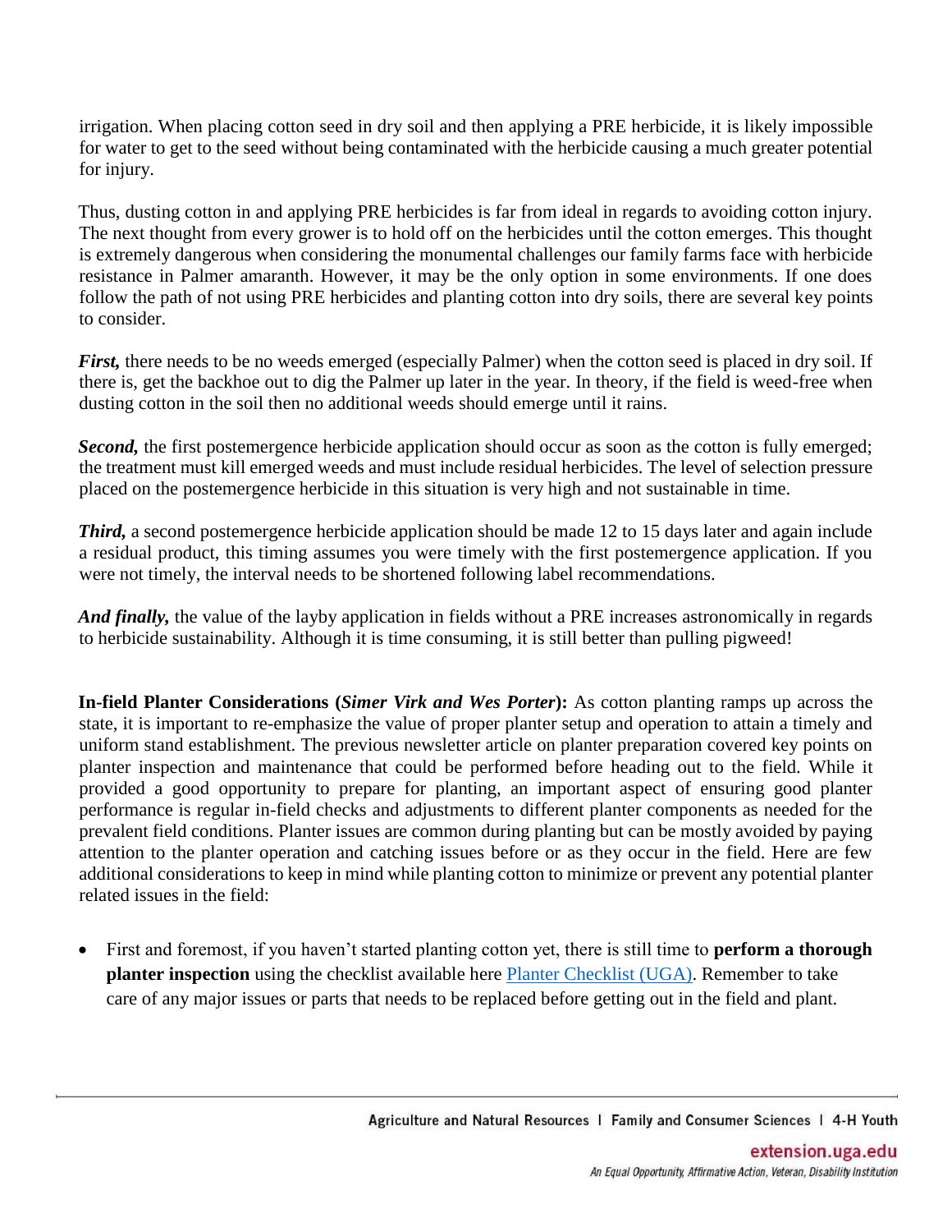irrigation. When placing cotton seed in dry soil and then applying a PRE herbicide, it is likely impossible for water to get to the seed without being contaminated with the herbicide causing a much greater potential for injury.

Thus, dusting cotton in and applying PRE herbicides is far from ideal in regards to avoiding cotton injury. The next thought from every grower is to hold off on the herbicides until the cotton emerges. This thought is extremely dangerous when considering the monumental challenges our family farms face with herbicide resistance in Palmer amaranth. However, it may be the only option in some environments. If one does follow the path of not using PRE herbicides and planting cotton into dry soils, there are several key points to consider.

***First,*** there needs to be no weeds emerged (especially Palmer) when the cotton seed is placed in dry soil. If there is, get the backhoe out to dig the Palmer up later in the year. In theory, if the field is weed-free when dusting cotton in the soil then no additional weeds should emerge until it rains.

***Second,*** the first postemergence herbicide application should occur as soon as the cotton is fully emerged; the treatment must kill emerged weeds and must include residual herbicides. The level of selection pressure placed on the postemergence herbicide in this situation is very high and not sustainable in time.

***Third,*** a second postemergence herbicide application should be made 12 to 15 days later and again include a residual product, this timing assumes you were timely with the first postemergence application. If you were not timely, the interval needs to be shortened following label recommendations.

***And finally,*** the value of the layby application in fields without a PRE increases astronomically in regards to herbicide sustainability. Although it is time consuming, it is still better than pulling pigweed!

**In-field Planter Considerations (*Simer Virk and Wes Porter*):** As cotton planting ramps up across the state, it is important to re-emphasize the value of proper planter setup and operation to attain a timely and uniform stand establishment. The previous newsletter article on planter preparation covered key points on planter inspection and maintenance that could be performed before heading out to the field. While it provided a good opportunity to prepare for planting, an important aspect of ensuring good planter performance is regular in-field checks and adjustments to different planter components as needed for the prevalent field conditions. Planter issues are common during planting but can be mostly avoided by paying attention to the planter operation and catching issues before or as they occur in the field. Here are few additional considerations to keep in mind while planting cotton to minimize or prevent any potential planter related issues in the field:

- First and foremost, if you haven't started planting cotton yet, there is still time to **perform a thorough planter inspection** using the checklist available here [Planter Checklist (UGA)](). Remember to take care of any major issues or parts that needs to be replaced before getting out in the field and plant.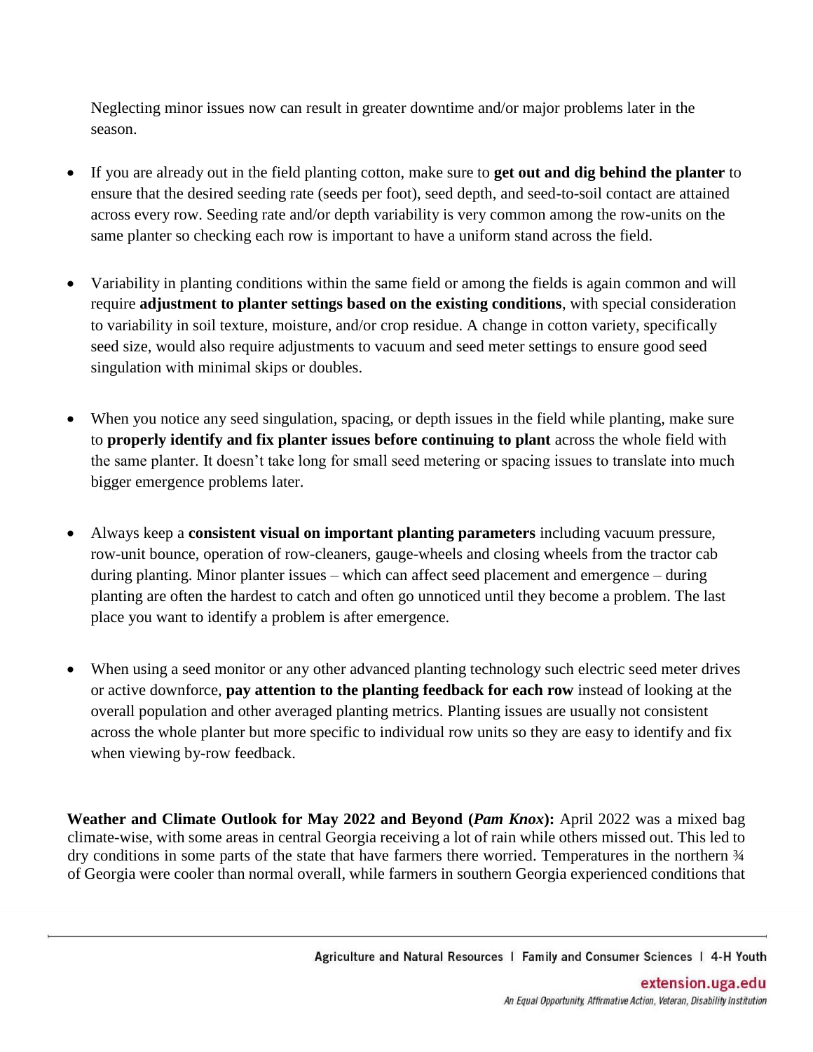Neglecting minor issues now can result in greater downtime and/or major problems later in the season.

- If you are already out in the field planting cotton, make sure to **get out and dig behind the planter** to ensure that the desired seeding rate (seeds per foot), seed depth, and seed-to-soil contact are attained across every row. Seeding rate and/or depth variability is very common among the row-units on the same planter so checking each row is important to have a uniform stand across the field.

- Variability in planting conditions within the same field or among the fields is again common and will require **adjustment to planter settings based on the existing conditions**, with special consideration to variability in soil texture, moisture, and/or crop residue. A change in cotton variety, specifically seed size, would also require adjustments to vacuum and seed meter settings to ensure good seed singulation with minimal skips or doubles.

- When you notice any seed singulation, spacing, or depth issues in the field while planting, make sure to **properly identify and fix planter issues before continuing to plant** across the whole field with the same planter. It doesn't take long for small seed metering or spacing issues to translate into much bigger emergence problems later.

- Always keep a **consistent visual on important planting parameters** including vacuum pressure, row-unit bounce, operation of row-cleaners, gauge-wheels and closing wheels from the tractor cab during planting. Minor planter issues – which can affect seed placement and emergence – during planting are often the hardest to catch and often go unnoticed until they become a problem. The last place you want to identify a problem is after emergence.

- When using a seed monitor or any other advanced planting technology such electric seed meter drives or active downforce, **pay attention to the planting feedback for each row** instead of looking at the overall population and other averaged planting metrics. Planting issues are usually not consistent across the whole planter but more specific to individual row units so they are easy to identify and fix when viewing by-row feedback.

**Weather and Climate Outlook for May 2022 and Beyond (*Pam Knox*):** April 2022 was a mixed bag climate-wise, with some areas in central Georgia receiving a lot of rain while others missed out. This led to dry conditions in some parts of the state that have farmers there worried. Temperatures in the northern ¾ of Georgia were cooler than normal overall, while farmers in southern Georgia experienced conditions that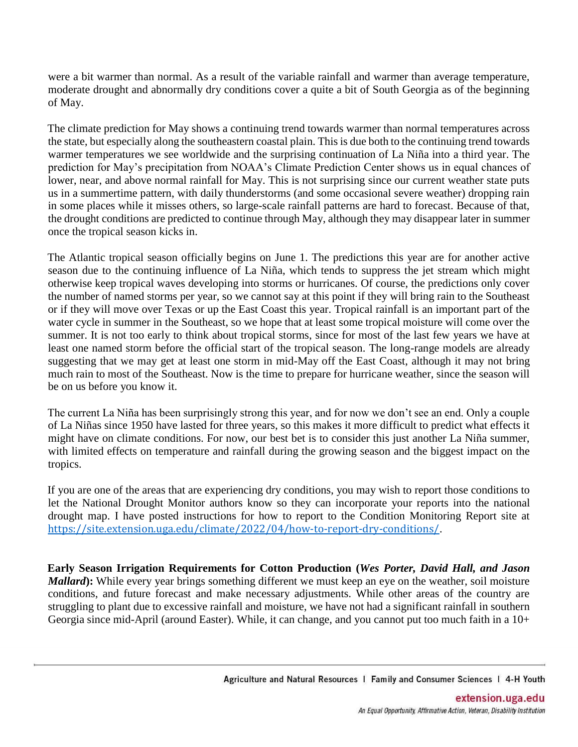were a bit warmer than normal. As a result of the variable rainfall and warmer than average temperature, moderate drought and abnormally dry conditions cover a quite a bit of South Georgia as of the beginning of May.

The climate prediction for May shows a continuing trend towards warmer than normal temperatures across the state, but especially along the southeastern coastal plain. This is due both to the continuing trend towards warmer temperatures we see worldwide and the surprising continuation of La Niña into a third year. The prediction for May's precipitation from NOAA's Climate Prediction Center shows us in equal chances of lower, near, and above normal rainfall for May. This is not surprising since our current weather state puts us in a summertime pattern, with daily thunderstorms (and some occasional severe weather) dropping rain in some places while it misses others, so large-scale rainfall patterns are hard to forecast. Because of that, the drought conditions are predicted to continue through May, although they may disappear later in summer once the tropical season kicks in.

The Atlantic tropical season officially begins on June 1. The predictions this year are for another active season due to the continuing influence of La Niña, which tends to suppress the jet stream which might otherwise keep tropical waves developing into storms or hurricanes. Of course, the predictions only cover the number of named storms per year, so we cannot say at this point if they will bring rain to the Southeast or if they will move over Texas or up the East Coast this year. Tropical rainfall is an important part of the water cycle in summer in the Southeast, so we hope that at least some tropical moisture will come over the summer. It is not too early to think about tropical storms, since for most of the last few years we have at least one named storm before the official start of the tropical season. The long-range models are already suggesting that we may get at least one storm in mid-May off the East Coast, although it may not bring much rain to most of the Southeast. Now is the time to prepare for hurricane weather, since the season will be on us before you know it.

The current La Niña has been surprisingly strong this year, and for now we don't see an end. Only a couple of La Niñas since 1950 have lasted for three years, so this makes it more difficult to predict what effects it might have on climate conditions. For now, our best bet is to consider this just another La Niña summer, with limited effects on temperature and rainfall during the growing season and the biggest impact on the tropics.

If you are one of the areas that are experiencing dry conditions, you may wish to report those conditions to let the National Drought Monitor authors know so they can incorporate your reports into the national drought map. I have posted instructions for how to report to the Condition Monitoring Report site at https://site.extension.uga.edu/climate/2022/04/how-to-report-dry-conditions/.

**Early Season Irrigation Requirements for Cotton Production (*Wes Porter, David Hall, and Jason Mallard*):** While every year brings something different we must keep an eye on the weather, soil moisture conditions, and future forecast and make necessary adjustments. While other areas of the country are struggling to plant due to excessive rainfall and moisture, we have not had a significant rainfall in southern Georgia since mid-April (around Easter). While, it can change, and you cannot put too much faith in a 10+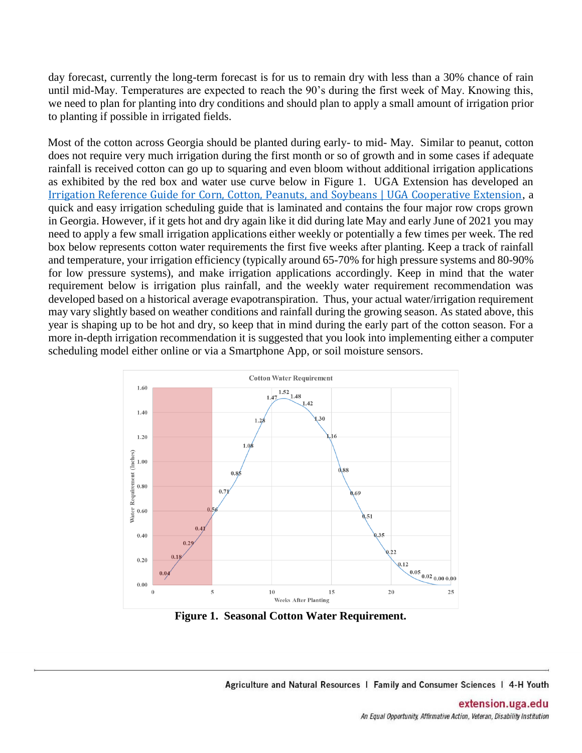day forecast, currently the long-term forecast is for us to remain dry with less than a 30% chance of rain until mid-May. Temperatures are expected to reach the 90's during the first week of May. Knowing this, we need to plan for planting into dry conditions and should plan to apply a small amount of irrigation prior to planting if possible in irrigated fields.

Most of the cotton across Georgia should be planted during early- to mid- May. Similar to peanut, cotton does not require very much irrigation during the first month or so of growth and in some cases if adequate rainfall is received cotton can go up to squaring and even bloom without additional irrigation applications as exhibited by the red box and water use curve below in Figure 1. UGA Extension has developed an [Irrigation Reference Guide for Corn, Cotton, Peanuts, and Soybeans | UGA Cooperative Extension], a quick and easy irrigation scheduling guide that is laminated and contains the four major row crops grown in Georgia. However, if it gets hot and dry again like it did during late May and early June of 2021 you may need to apply a few small irrigation applications either weekly or potentially a few times per week. The red box below represents cotton water requirements the first five weeks after planting. Keep a track of rainfall and temperature, your irrigation efficiency (typically around 65-70% for high pressure systems and 80-90% for low pressure systems), and make irrigation applications accordingly. Keep in mind that the water requirement below is irrigation plus rainfall, and the weekly water requirement recommendation was developed based on a historical average evapotranspiration. Thus, your actual water/irrigation requirement may vary slightly based on weather conditions and rainfall during the growing season. As stated above, this year is shaping up to be hot and dry, so keep that in mind during the early part of the cotton season. For a more in-depth irrigation recommendation it is suggested that you look into implementing either a computer scheduling model either online or via a Smartphone App, or soil moisture sensors.

**Figure 1. Seasonal Cotton Water Requirement.**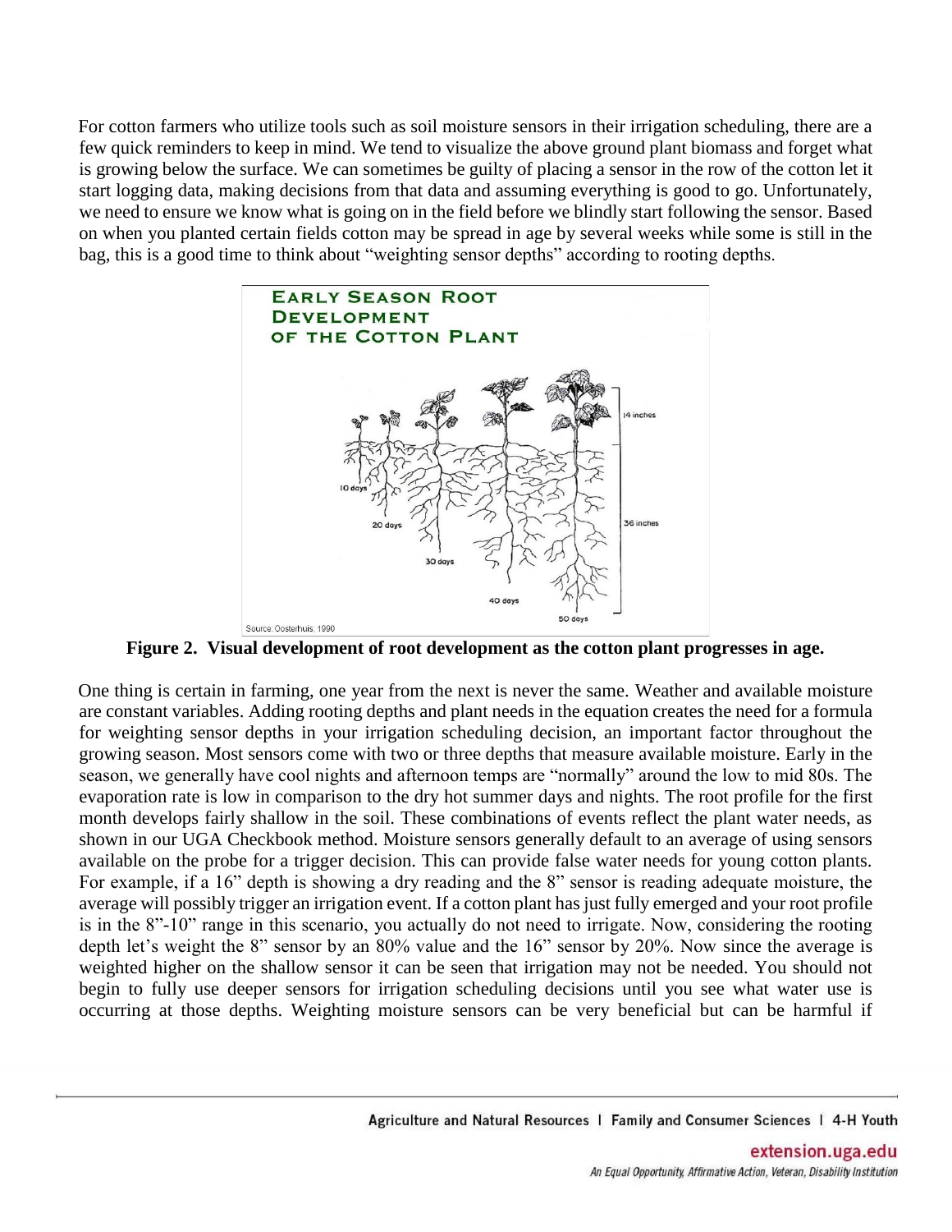For cotton farmers who utilize tools such as soil moisture sensors in their irrigation scheduling, there are a few quick reminders to keep in mind. We tend to visualize the above ground plant biomass and forget what is growing below the surface. We can sometimes be guilty of placing a sensor in the row of the cotton let it start logging data, making decisions from that data and assuming everything is good to go. Unfortunately, we need to ensure we know what is going on in the field before we blindly start following the sensor. Based on when you planted certain fields cotton may be spread in age by several weeks while some is still in the bag, this is a good time to think about "weighting sensor depths" according to rooting depths.

**Figure 2. Visual development of root development as the cotton plant progresses in age.**

One thing is certain in farming, one year from the next is never the same. Weather and available moisture are constant variables. Adding rooting depths and plant needs in the equation creates the need for a formula for weighting sensor depths in your irrigation scheduling decision, an important factor throughout the growing season. Most sensors come with two or three depths that measure available moisture. Early in the season, we generally have cool nights and afternoon temps are "normally" around the low to mid 80s. The evaporation rate is low in comparison to the dry hot summer days and nights. The root profile for the first month develops fairly shallow in the soil. These combinations of events reflect the plant water needs, as shown in our UGA Checkbook method. Moisture sensors generally default to an average of using sensors available on the probe for a trigger decision. This can provide false water needs for young cotton plants. For example, if a 16" depth is showing a dry reading and the 8" sensor is reading adequate moisture, the average will possibly trigger an irrigation event. If a cotton plant has just fully emerged and your root profile is in the 8"-10" range in this scenario, you actually do not need to irrigate. Now, considering the rooting depth let's weight the 8" sensor by an 80% value and the 16" sensor by 20%. Now since the average is weighted higher on the shallow sensor it can be seen that irrigation may not be needed. You should not begin to fully use deeper sensors for irrigation scheduling decisions until you see what water use is occurring at those depths. Weighting moisture sensors can be very beneficial but can be harmful if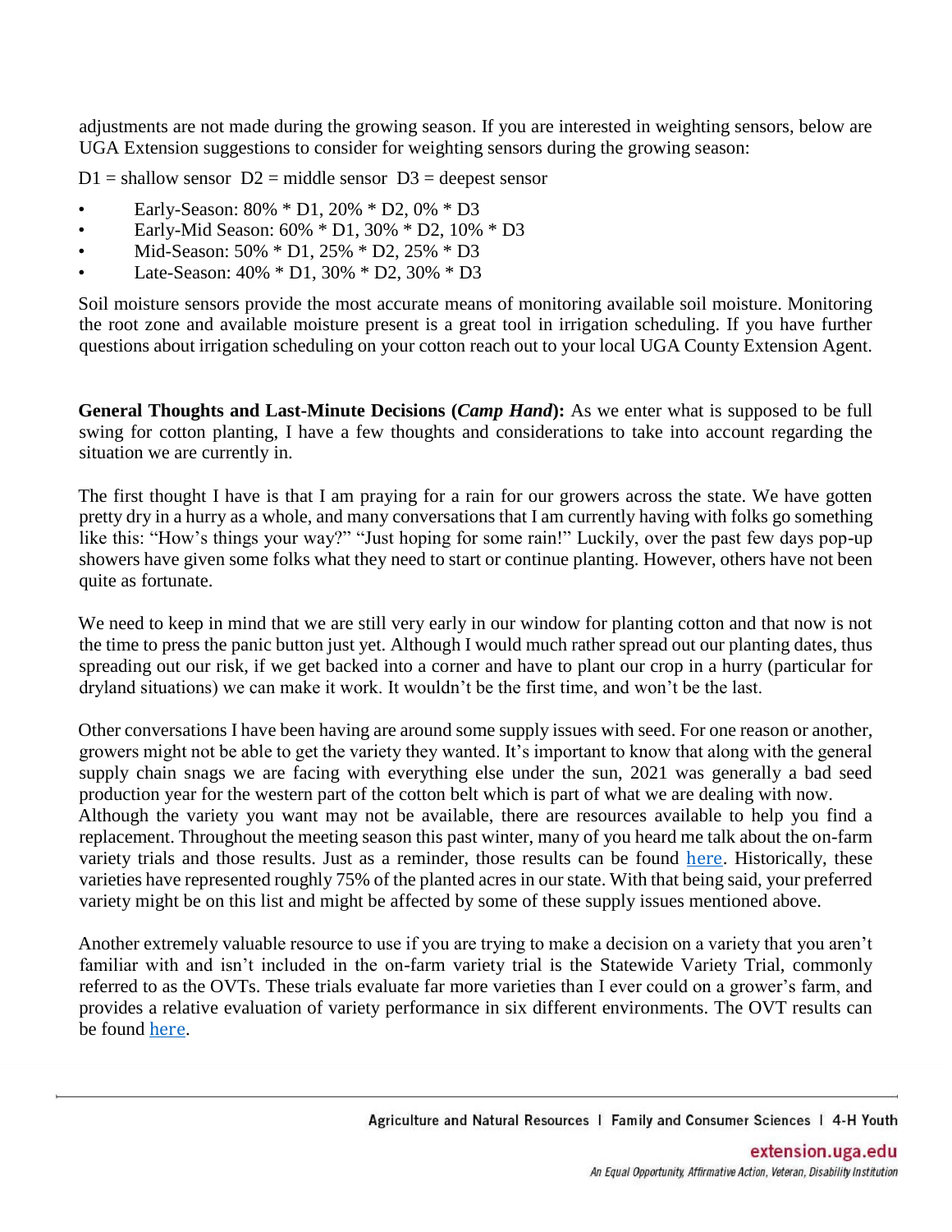adjustments are not made during the growing season. If you are interested in weighting sensors, below are UGA Extension suggestions to consider for weighting sensors during the growing season:

D1 = shallow sensor  D2 = middle sensor  D3 = deepest sensor

- Early-Season: 80% * D1, 20% * D2, 0% * D3
- Early-Mid Season: 60% * D1, 30% * D2, 10% * D3
- Mid-Season: 50% * D1, 25% * D2, 25% * D3
- Late-Season: 40% * D1, 30% * D2, 30% * D3

Soil moisture sensors provide the most accurate means of monitoring available soil moisture. Monitoring the root zone and available moisture present is a great tool in irrigation scheduling. If you have further questions about irrigation scheduling on your cotton reach out to your local UGA County Extension Agent.

**General Thoughts and Last-Minute Decisions (*Camp Hand*):** As we enter what is supposed to be full swing for cotton planting, I have a few thoughts and considerations to take into account regarding the situation we are currently in.

The first thought I have is that I am praying for a rain for our growers across the state. We have gotten pretty dry in a hurry as a whole, and many conversations that I am currently having with folks go something like this: "How's things your way?" "Just hoping for some rain!" Luckily, over the past few days pop-up showers have given some folks what they need to start or continue planting. However, others have not been quite as fortunate.

We need to keep in mind that we are still very early in our window for planting cotton and that now is not the time to press the panic button just yet. Although I would much rather spread out our planting dates, thus spreading out our risk, if we get backed into a corner and have to plant our crop in a hurry (particular for dryland situations) we can make it work. It wouldn't be the first time, and won't be the last.

Other conversations I have been having are around some supply issues with seed. For one reason or another, growers might not be able to get the variety they wanted. It's important to know that along with the general supply chain snags we are facing with everything else under the sun, 2021 was generally a bad seed production year for the western part of the cotton belt which is part of what we are dealing with now. Although the variety you want may not be available, there are resources available to help you find a replacement. Throughout the meeting season this past winter, many of you heard me talk about the on-farm variety trials and those results. Just as a reminder, those results can be found here. Historically, these varieties have represented roughly 75% of the planted acres in our state. With that being said, your preferred variety might be on this list and might be affected by some of these supply issues mentioned above.

Another extremely valuable resource to use if you are trying to make a decision on a variety that you aren't familiar with and isn't included in the on-farm variety trial is the Statewide Variety Trial, commonly referred to as the OVTs. These trials evaluate far more varieties than I ever could on a grower's farm, and provides a relative evaluation of variety performance in six different environments. The OVT results can be found here.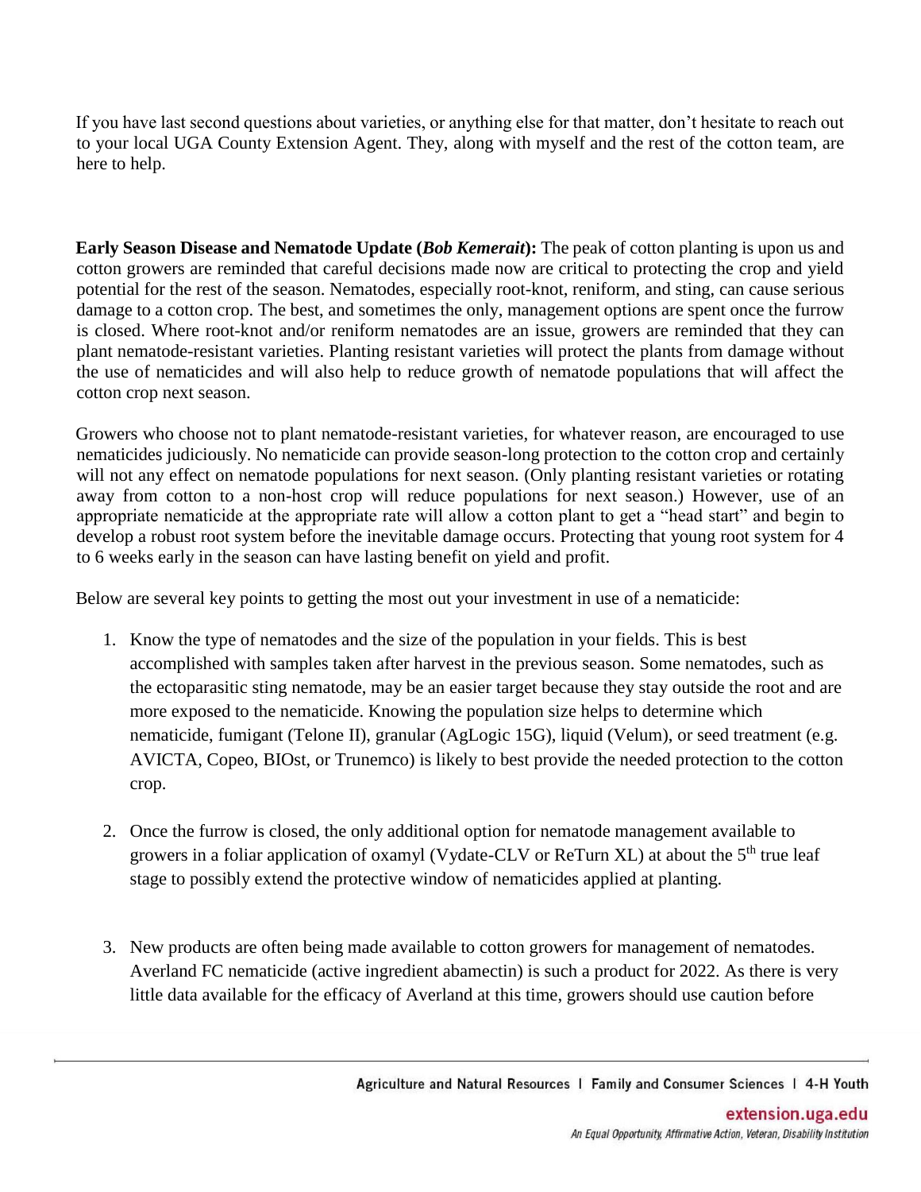If you have last second questions about varieties, or anything else for that matter, don't hesitate to reach out to your local UGA County Extension Agent. They, along with myself and the rest of the cotton team, are here to help.

**Early Season Disease and Nematode Update (*Bob Kemerait*):** The peak of cotton planting is upon us and cotton growers are reminded that careful decisions made now are critical to protecting the crop and yield potential for the rest of the season. Nematodes, especially root-knot, reniform, and sting, can cause serious damage to a cotton crop. The best, and sometimes the only, management options are spent once the furrow is closed. Where root-knot and/or reniform nematodes are an issue, growers are reminded that they can plant nematode-resistant varieties. Planting resistant varieties will protect the plants from damage without the use of nematicides and will also help to reduce growth of nematode populations that will affect the cotton crop next season.

Growers who choose not to plant nematode-resistant varieties, for whatever reason, are encouraged to use nematicides judiciously. No nematicide can provide season-long protection to the cotton crop and certainly will not any effect on nematode populations for next season. (Only planting resistant varieties or rotating away from cotton to a non-host crop will reduce populations for next season.) However, use of an appropriate nematicide at the appropriate rate will allow a cotton plant to get a "head start" and begin to develop a robust root system before the inevitable damage occurs. Protecting that young root system for 4 to 6 weeks early in the season can have lasting benefit on yield and profit.

Below are several key points to getting the most out your investment in use of a nematicide:

1. Know the type of nematodes and the size of the population in your fields. This is best accomplished with samples taken after harvest in the previous season. Some nematodes, such as the ectoparasitic sting nematode, may be an easier target because they stay outside the root and are more exposed to the nematicide. Knowing the population size helps to determine which nematicide, fumigant (Telone II), granular (AgLogic 15G), liquid (Velum), or seed treatment (e.g. AVICTA, Copeo, BIOst, or Trunemco) is likely to best provide the needed protection to the cotton crop.

2. Once the furrow is closed, the only additional option for nematode management available to growers in a foliar application of oxamyl (Vydate-CLV or ReTurn XL) at about the 5th true leaf stage to possibly extend the protective window of nematicides applied at planting.

3. New products are often being made available to cotton growers for management of nematodes. Averland FC nematicide (active ingredient abamectin) is such a product for 2022. As there is very little data available for the efficacy of Averland at this time, growers should use caution before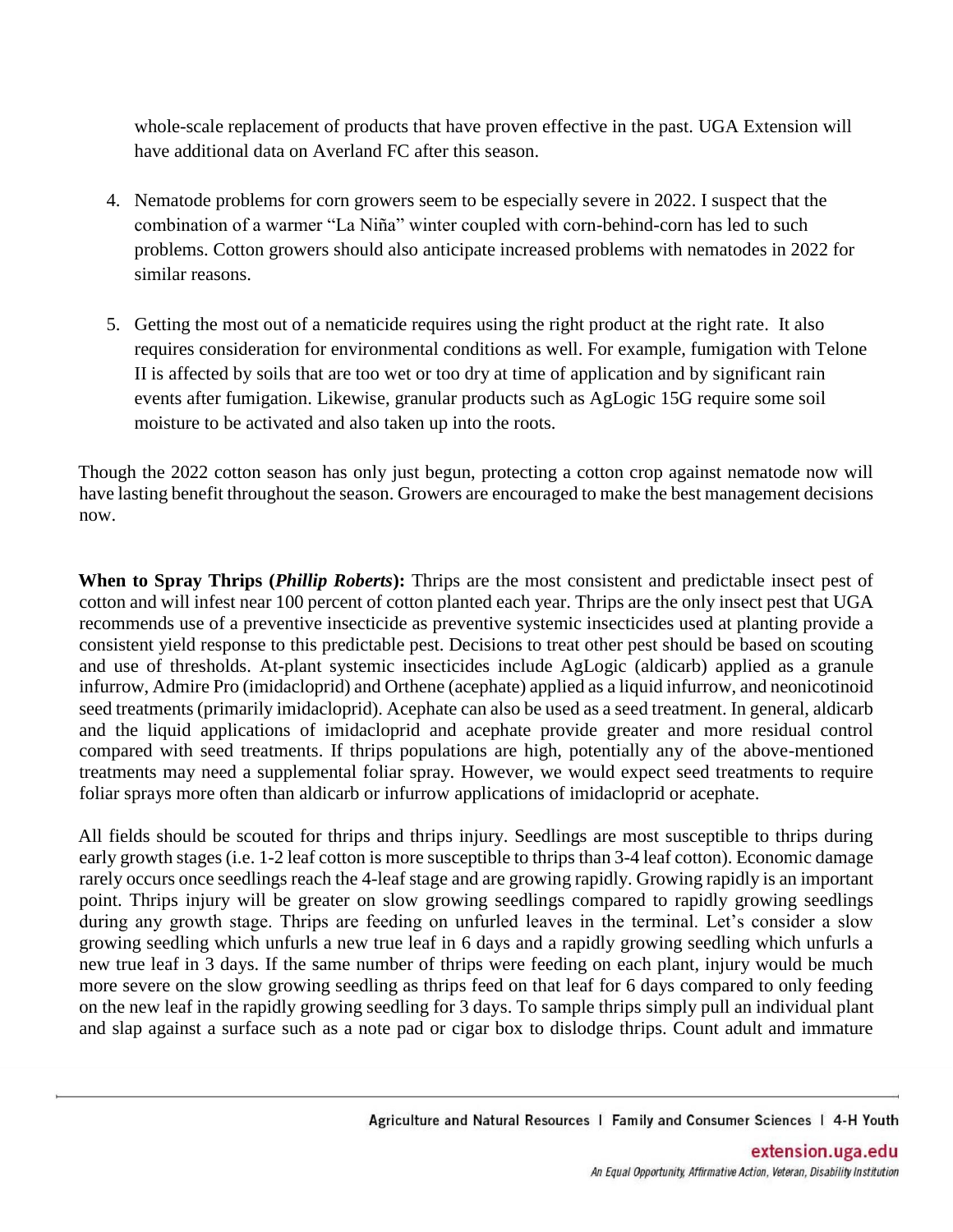whole-scale replacement of products that have proven effective in the past. UGA Extension will have additional data on Averland FC after this season.

4. Nematode problems for corn growers seem to be especially severe in 2022. I suspect that the combination of a warmer "La Niña" winter coupled with corn-behind-corn has led to such problems. Cotton growers should also anticipate increased problems with nematodes in 2022 for similar reasons.

5. Getting the most out of a nematicide requires using the right product at the right rate. It also requires consideration for environmental conditions as well. For example, fumigation with Telone II is affected by soils that are too wet or too dry at time of application and by significant rain events after fumigation. Likewise, granular products such as AgLogic 15G require some soil moisture to be activated and also taken up into the roots.

Though the 2022 cotton season has only just begun, protecting a cotton crop against nematode now will have lasting benefit throughout the season. Growers are encouraged to make the best management decisions now.

**When to Spray Thrips (*Phillip Roberts*):** Thrips are the most consistent and predictable insect pest of cotton and will infest near 100 percent of cotton planted each year. Thrips are the only insect pest that UGA recommends use of a preventive insecticide as preventive systemic insecticides used at planting provide a consistent yield response to this predictable pest. Decisions to treat other pest should be based on scouting and use of thresholds. At-plant systemic insecticides include AgLogic (aldicarb) applied as a granule infurrow, Admire Pro (imidacloprid) and Orthene (acephate) applied as a liquid infurrow, and neonicotinoid seed treatments (primarily imidacloprid). Acephate can also be used as a seed treatment. In general, aldicarb and the liquid applications of imidacloprid and acephate provide greater and more residual control compared with seed treatments. If thrips populations are high, potentially any of the above-mentioned treatments may need a supplemental foliar spray. However, we would expect seed treatments to require foliar sprays more often than aldicarb or infurrow applications of imidacloprid or acephate.

All fields should be scouted for thrips and thrips injury. Seedlings are most susceptible to thrips during early growth stages (i.e. 1-2 leaf cotton is more susceptible to thrips than 3-4 leaf cotton). Economic damage rarely occurs once seedlings reach the 4-leaf stage and are growing rapidly. Growing rapidly is an important point. Thrips injury will be greater on slow growing seedlings compared to rapidly growing seedlings during any growth stage. Thrips are feeding on unfurled leaves in the terminal. Let's consider a slow growing seedling which unfurls a new true leaf in 6 days and a rapidly growing seedling which unfurls a new true leaf in 3 days. If the same number of thrips were feeding on each plant, injury would be much more severe on the slow growing seedling as thrips feed on that leaf for 6 days compared to only feeding on the new leaf in the rapidly growing seedling for 3 days. To sample thrips simply pull an individual plant and slap against a surface such as a note pad or cigar box to dislodge thrips. Count adult and immature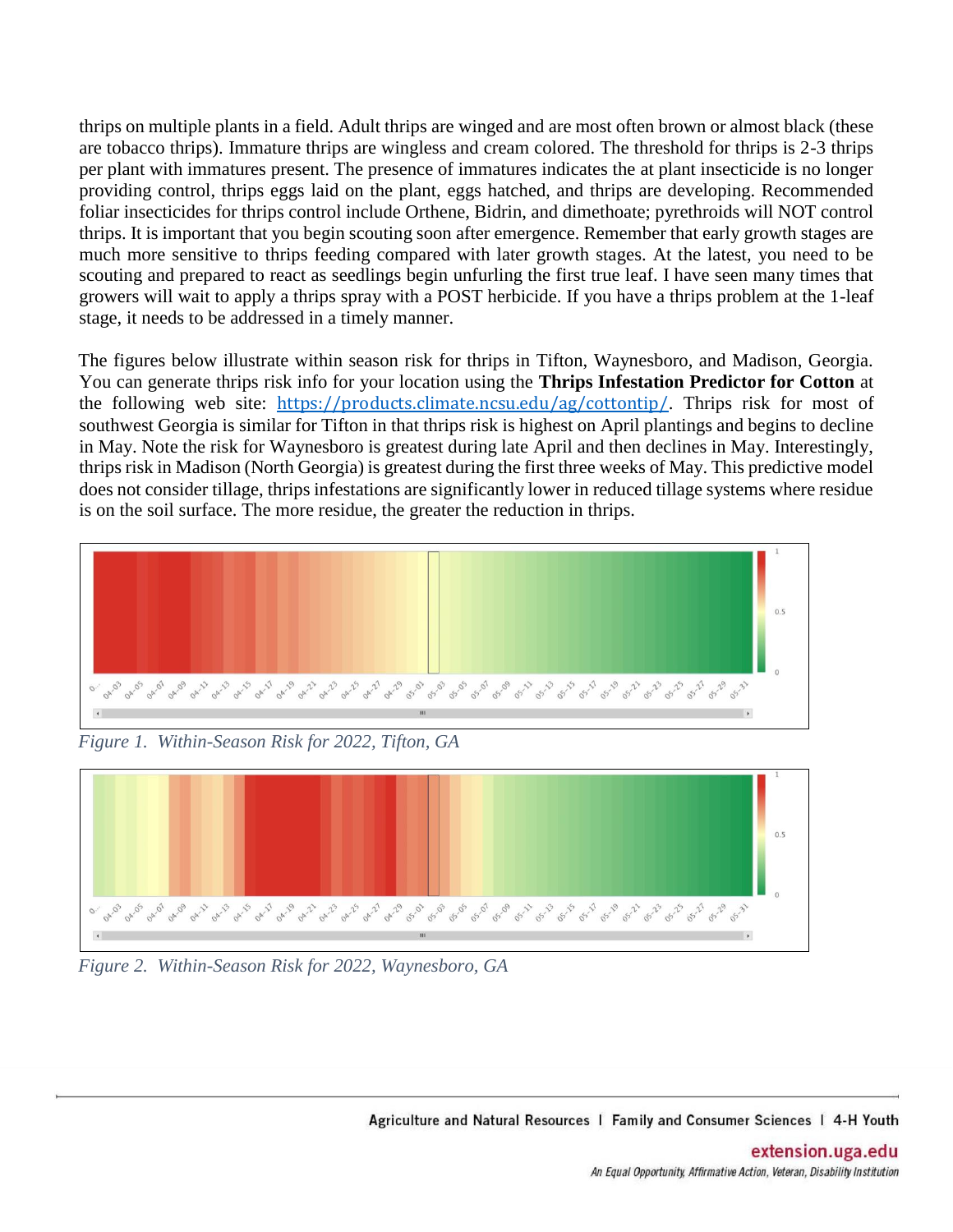thrips on multiple plants in a field. Adult thrips are winged and are most often brown or almost black (these are tobacco thrips). Immature thrips are wingless and cream colored. The threshold for thrips is 2-3 thrips per plant with immatures present. The presence of immatures indicates the at plant insecticide is no longer providing control, thrips eggs laid on the plant, eggs hatched, and thrips are developing. Recommended foliar insecticides for thrips control include Orthene, Bidrin, and dimethoate; pyrethroids will NOT control thrips. It is important that you begin scouting soon after emergence. Remember that early growth stages are much more sensitive to thrips feeding compared with later growth stages. At the latest, you need to be scouting and prepared to react as seedlings begin unfurling the first true leaf. I have seen many times that growers will wait to apply a thrips spray with a POST herbicide. If you have a thrips problem at the 1-leaf stage, it needs to be addressed in a timely manner.

The figures below illustrate within season risk for thrips in Tifton, Waynesboro, and Madison, Georgia. You can generate thrips risk info for your location using the **Thrips Infestation Predictor for Cotton** at the following web site: https://products.climate.ncsu.edu/ag/cottontip/. Thrips risk for most of southwest Georgia is similar for Tifton in that thrips risk is highest on April plantings and begins to decline in May. Note the risk for Waynesboro is greatest during late April and then declines in May. Interestingly, thrips risk in Madison (North Georgia) is greatest during the first three weeks of May. This predictive model does not consider tillage, thrips infestations are significantly lower in reduced tillage systems where residue is on the soil surface. The more residue, the greater the reduction in thrips.

*Figure 1. Within-Season Risk for 2022, Tifton, GA*

*Figure 2. Within-Season Risk for 2022, Waynesboro, GA*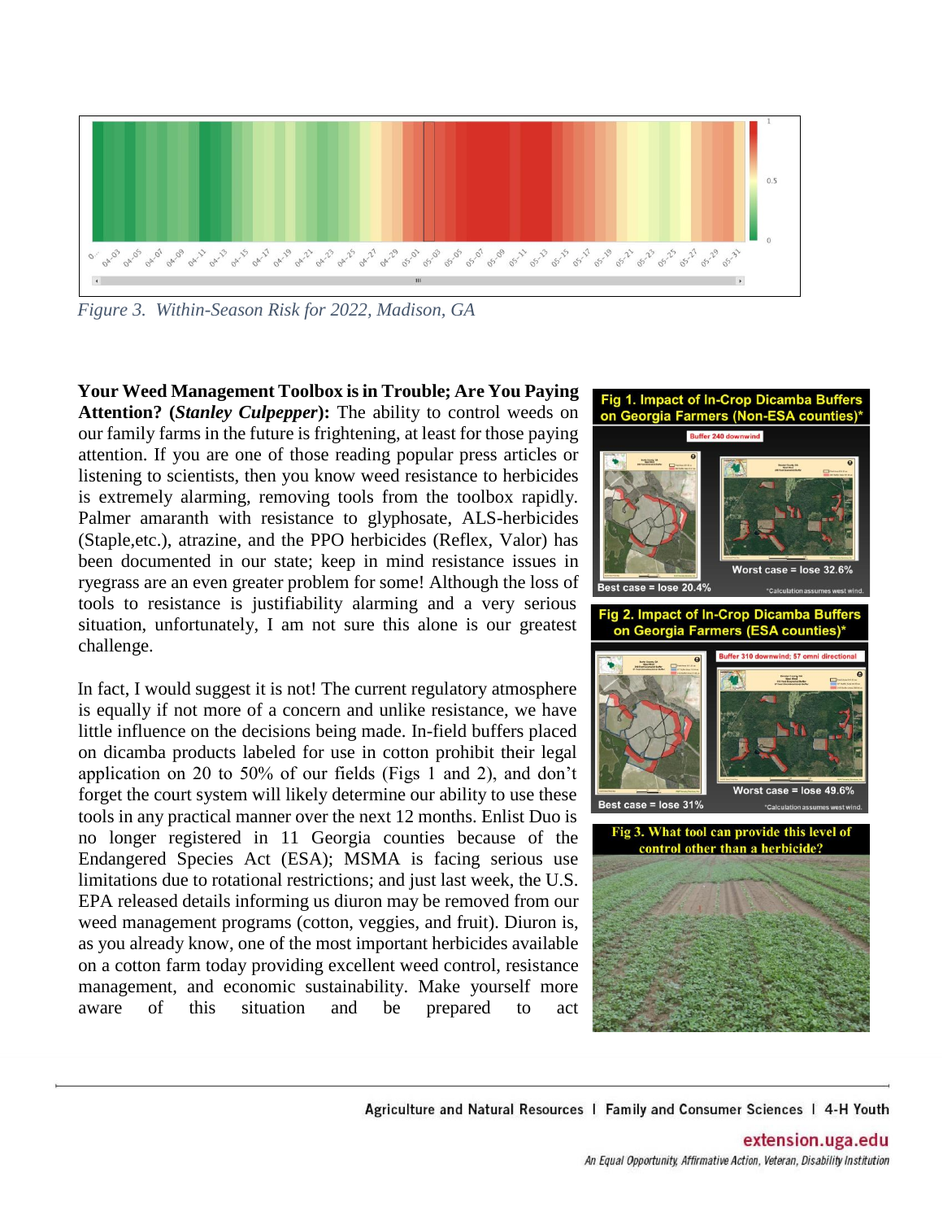*Figure 3. Within-Season Risk for 2022, Madison, GA*

**Your Weed Management Toolbox is in Trouble; Are You Paying Attention? (*Stanley Culpepper*):** The ability to control weeds on our family farms in the future is frightening, at least for those paying attention. If you are one of those reading popular press articles or listening to scientists, then you know weed resistance to herbicides is extremely alarming, removing tools from the toolbox rapidly. Palmer amaranth with resistance to glyphosate, ALS-herbicides (Staple,etc.), atrazine, and the PPO herbicides (Reflex, Valor) has been documented in our state; keep in mind resistance issues in ryegrass are an even greater problem for some! Although the loss of tools to resistance is justifiability alarming and a very serious situation, unfortunately, I am not sure this alone is our greatest challenge.

In fact, I would suggest it is not! The current regulatory atmosphere is equally if not more of a concern and unlike resistance, we have little influence on the decisions being made. In-field buffers placed on dicamba products labeled for use in cotton prohibit their legal application on 20 to 50% of our fields (Figs 1 and 2), and don't forget the court system will likely determine our ability to use these tools in any practical manner over the next 12 months. Enlist Duo is no longer registered in 11 Georgia counties because of the Endangered Species Act (ESA); MSMA is facing serious use limitations due to rotational restrictions; and just last week, the U.S. EPA released details informing us diuron may be removed from our weed management programs (cotton, veggies, and fruit). Diuron is, as you already know, one of the most important herbicides available on a cotton farm today providing excellent weed control, resistance management, and economic sustainability. Make yourself more aware of this situation and be prepared to act

**Fig 1. Impact of In-Crop Dicamba Buffers on Georgia Farmers (Non-ESA counties)***

Buffer 240 downwind

Best case = lose 20.4%

Worst case = lose 32.6%

*Calculation assumes west wind.

**Fig 2. Impact of In-Crop Dicamba Buffers on Georgia Farmers (ESA counties)***

Buffer 310 downwind; 57 omni directional

Best case = lose 31%

Worst case = lose 49.6%

*Calculation assumes west wind.

**Fig 3. What tool can provide this level of control other than a herbicide?**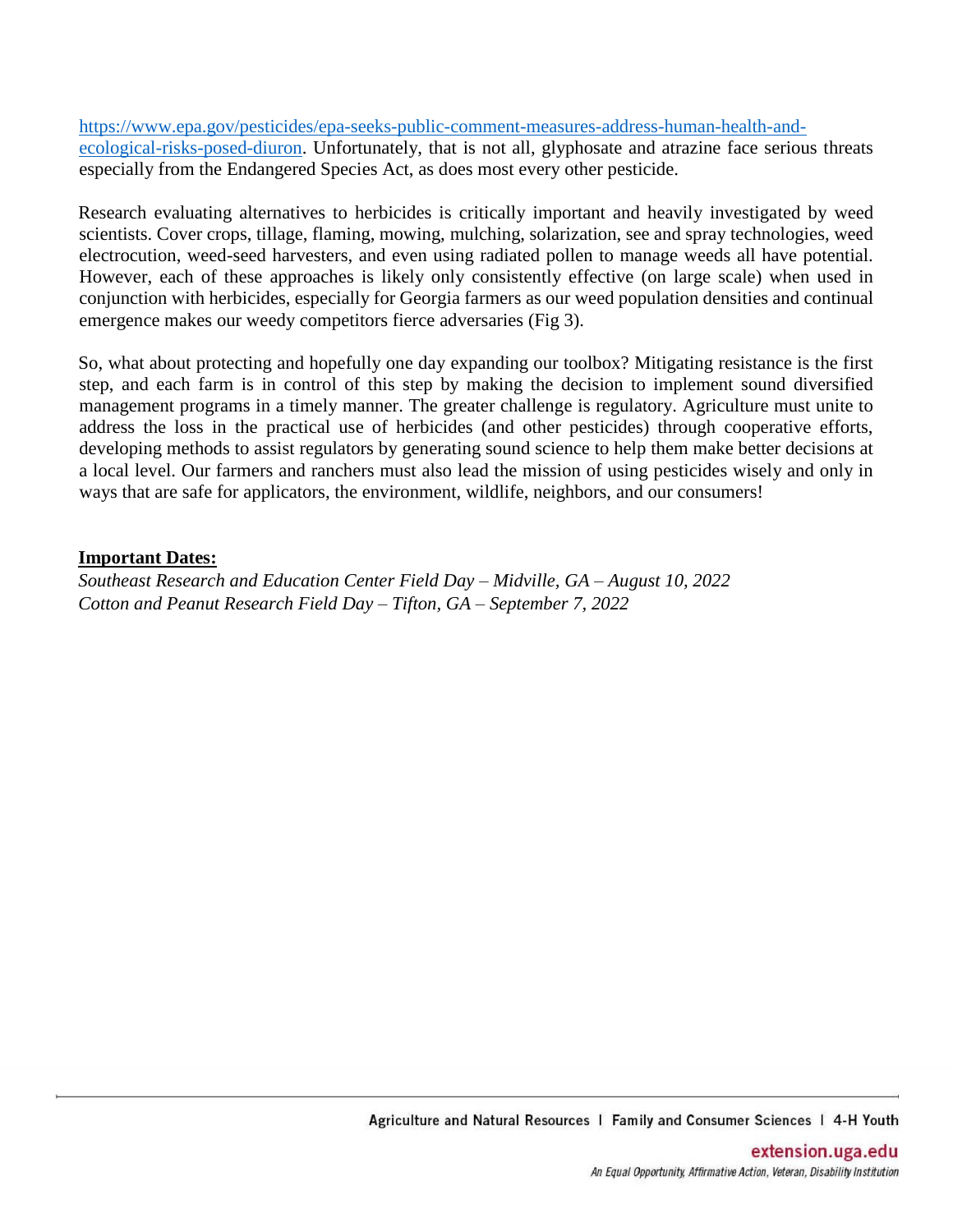[https://www.epa.gov/pesticides/epa-seeks-public-comment-measures-address-human-health-and-ecological-risks-posed-diuron](https://www.epa.gov/pesticides/epa-seeks-public-comment-measures-address-human-health-and-ecological-risks-posed-diuron). Unfortunately, that is not all, glyphosate and atrazine face serious threats especially from the Endangered Species Act, as does most every other pesticide.

Research evaluating alternatives to herbicides is critically important and heavily investigated by weed scientists. Cover crops, tillage, flaming, mowing, mulching, solarization, see and spray technologies, weed electrocution, weed-seed harvesters, and even using radiated pollen to manage weeds all have potential. However, each of these approaches is likely only consistently effective (on large scale) when used in conjunction with herbicides, especially for Georgia farmers as our weed population densities and continual emergence makes our weedy competitors fierce adversaries (Fig 3).

So, what about protecting and hopefully one day expanding our toolbox? Mitigating resistance is the first step, and each farm is in control of this step by making the decision to implement sound diversified management programs in a timely manner. The greater challenge is regulatory. Agriculture must unite to address the loss in the practical use of herbicides (and other pesticides) through cooperative efforts, developing methods to assist regulators by generating sound science to help them make better decisions at a local level. Our farmers and ranchers must also lead the mission of using pesticides wisely and only in ways that are safe for applicators, the environment, wildlife, neighbors, and our consumers!

**Important Dates:**

*Southeast Research and Education Center Field Day – Midville, GA – August 10, 2022*
*Cotton and Peanut Research Field Day – Tifton, GA – September 7, 2022*